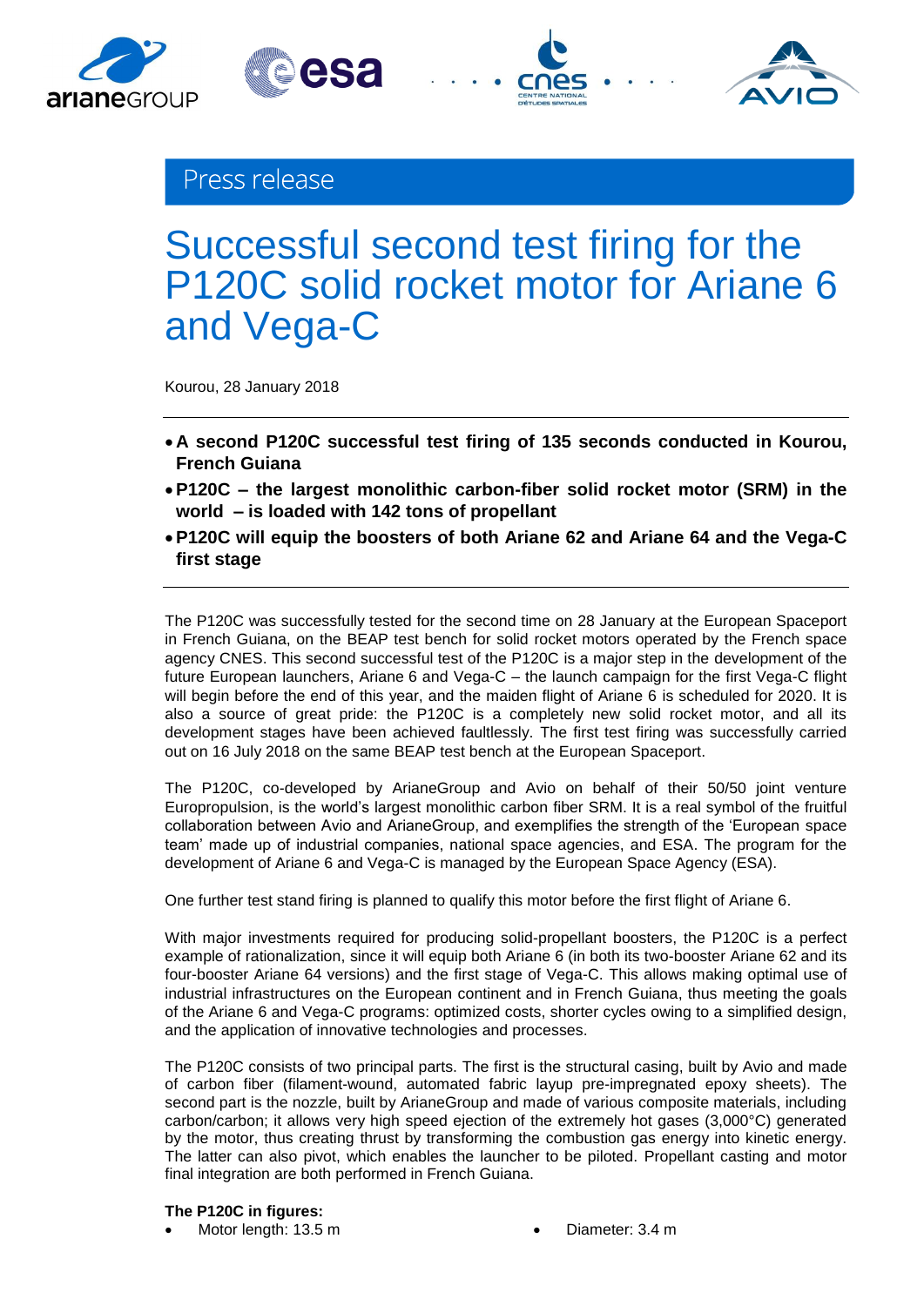Press release

# Successful second test firing for the P120C solid rocket motor for Ariane 6 and Vega-C

Kourou, 28 January 2018

- **A second P120C successful test firing of 135 seconds conducted in Kourou, French Guiana**
- **P120C – the largest monolithic carbon-fiber solid rocket motor (SRM) in the world – is loaded with 142 tons of propellant**
- **P120C will equip the boosters of both Ariane 62 and Ariane 64 and the Vega-C first stage**

The P120C was successfully tested for the second time on 28 January at the European Spaceport in French Guiana, on the BEAP test bench for solid rocket motors operated by the French space agency CNES. This second successful test of the P120C is a major step in the development of the future European launchers, Ariane 6 and Vega-C – the launch campaign for the first Vega-C flight will begin before the end of this year, and the maiden flight of Ariane 6 is scheduled for 2020. It is also a source of great pride: the P120C is a completely new solid rocket motor, and all its development stages have been achieved faultlessly. The first test firing was successfully carried out on 16 July 2018 on the same BEAP test bench at the European Spaceport.

The P120C, co-developed by ArianeGroup and Avio on behalf of their 50/50 joint venture Europropulsion, is the world's largest monolithic carbon fiber SRM. It is a real symbol of the fruitful collaboration between Avio and ArianeGroup, and exemplifies the strength of the 'European space team' made up of industrial companies, national space agencies, and ESA. The program for the development of Ariane 6 and Vega-C is managed by the European Space Agency (ESA).

One further test stand firing is planned to qualify this motor before the first flight of Ariane 6.

With major investments required for producing solid-propellant boosters, the P120C is a perfect example of rationalization, since it will equip both Ariane 6 (in both its two-booster Ariane 62 and its four-booster Ariane 64 versions) and the first stage of Vega-C. This allows making optimal use of industrial infrastructures on the European continent and in French Guiana, thus meeting the goals of the Ariane 6 and Vega-C programs: optimized costs, shorter cycles owing to a simplified design, and the application of innovative technologies and processes.

The P120C consists of two principal parts. The first is the structural casing, built by Avio and made of carbon fiber (filament-wound, automated fabric layup pre-impregnated epoxy sheets). The second part is the nozzle, built by ArianeGroup and made of various composite materials, including carbon/carbon; it allows very high speed ejection of the extremely hot gases (3,000°C) generated by the motor, thus creating thrust by transforming the combustion gas energy into kinetic energy. The latter can also pivot, which enables the launcher to be piloted. Propellant casting and motor final integration are both performed in French Guiana.

**The P120C in figures:**

- Motor length: 13.5 m
- Diameter: 3.4 m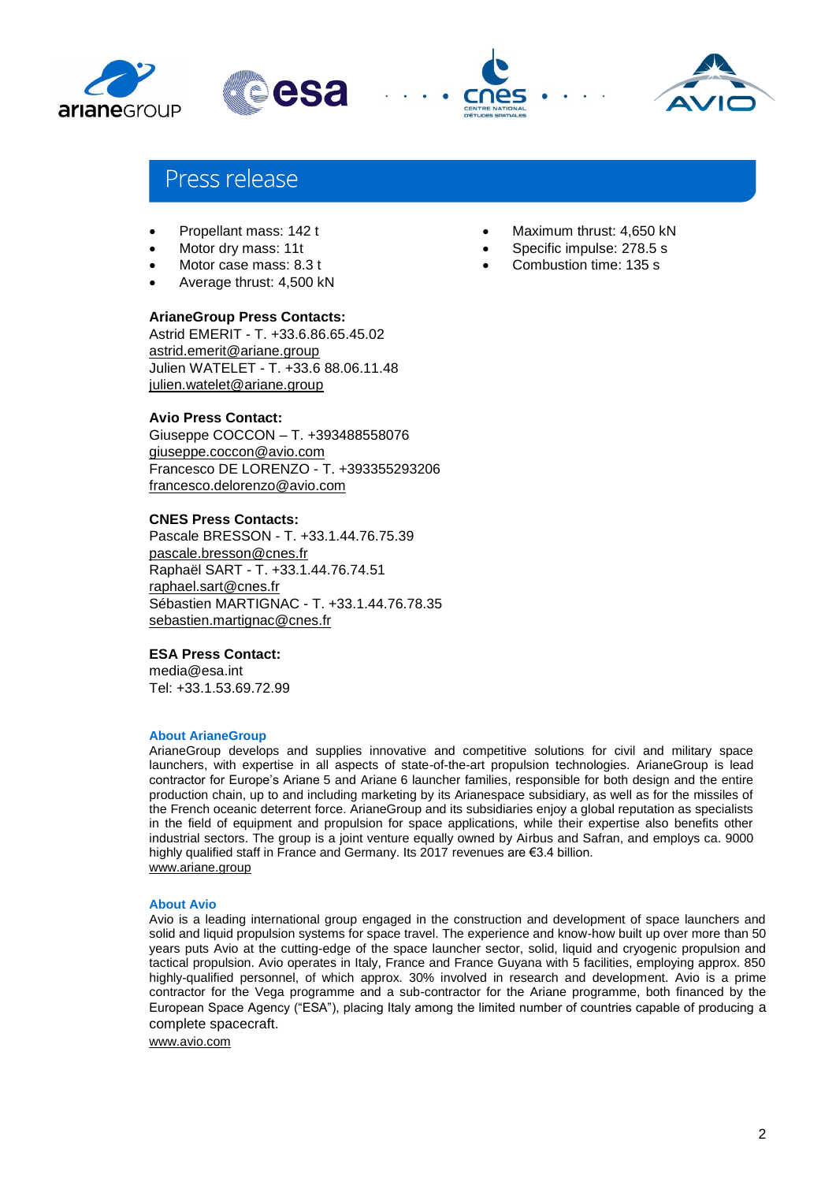# Press release

- Propellant mass: 142 t
- Motor dry mass: 11t
- Motor case mass: 8.3 t
- Average thrust: 4,500 kN
- Maximum thrust: 4,650 kN
- Specific impulse: 278.5 s
- Combustion time: 135 s

**ArianeGroup Press Contacts:**
Astrid EMERIT - T. +33.6.86.65.45.02
astrid.emerit@ariane.group
Julien WATELET - T. +33.6 88.06.11.48
julien.watelet@ariane.group

**Avio Press Contact:**
Giuseppe COCCON – T. +393488558076
giuseppe.coccon@avio.com
Francesco DE LORENZO - T. +393355293206
francesco.delorenzo@avio.com

**CNES Press Contacts:**
Pascale BRESSON - T. +33.1.44.76.75.39
pascale.bresson@cnes.fr
Raphaël SART - T. +33.1.44.76.74.51
raphael.sart@cnes.fr
Sébastien MARTIGNAC - T. +33.1.44.76.78.35
sebastien.martignac@cnes.fr

**ESA Press Contact:**
media@esa.int
Tel: +33.1.53.69.72.99

### About ArianeGroup

ArianeGroup develops and supplies innovative and competitive solutions for civil and military space launchers, with expertise in all aspects of state-of-the-art propulsion technologies. ArianeGroup is lead contractor for Europe's Ariane 5 and Ariane 6 launcher families, responsible for both design and the entire production chain, up to and including marketing by its Arianespace subsidiary, as well as for the missiles of the French oceanic deterrent force. ArianeGroup and its subsidiaries enjoy a global reputation as specialists in the field of equipment and propulsion for space applications, while their expertise also benefits other industrial sectors. The group is a joint venture equally owned by Airbus and Safran, and employs ca. 9000 highly qualified staff in France and Germany. Its 2017 revenues are €3.4 billion.
www.ariane.group

### About Avio

Avio is a leading international group engaged in the construction and development of space launchers and solid and liquid propulsion systems for space travel. The experience and know-how built up over more than 50 years puts Avio at the cutting-edge of the space launcher sector, solid, liquid and cryogenic propulsion and tactical propulsion. Avio operates in Italy, France and France Guyana with 5 facilities, employing approx. 850 highly-qualified personnel, of which approx. 30% involved in research and development. Avio is a prime contractor for the Vega programme and a sub-contractor for the Ariane programme, both financed by the European Space Agency ("ESA"), placing Italy among the limited number of countries capable of producing a complete spacecraft.
www.avio.com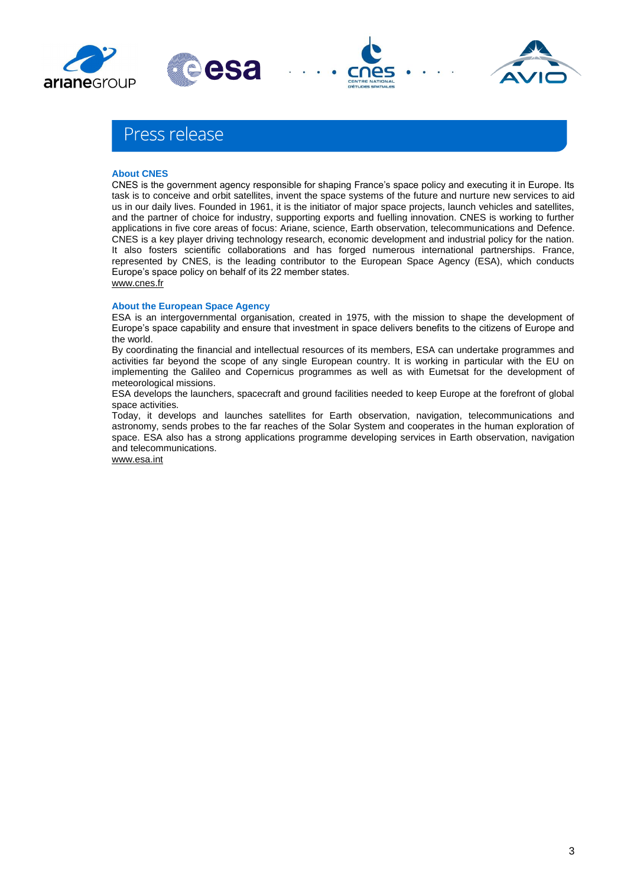Press release

### About CNES

CNES is the government agency responsible for shaping France's space policy and executing it in Europe. Its task is to conceive and orbit satellites, invent the space systems of the future and nurture new services to aid us in our daily lives. Founded in 1961, it is the initiator of major space projects, launch vehicles and satellites, and the partner of choice for industry, supporting exports and fuelling innovation. CNES is working to further applications in five core areas of focus: Ariane, science, Earth observation, telecommunications and Defence. CNES is a key player driving technology research, economic development and industrial policy for the nation. It also fosters scientific collaborations and has forged numerous international partnerships. France, represented by CNES, is the leading contributor to the European Space Agency (ESA), which conducts Europe's space policy on behalf of its 22 member states.
www.cnes.fr

### About the European Space Agency

ESA is an intergovernmental organisation, created in 1975, with the mission to shape the development of Europe's space capability and ensure that investment in space delivers benefits to the citizens of Europe and the world.
By coordinating the financial and intellectual resources of its members, ESA can undertake programmes and activities far beyond the scope of any single European country. It is working in particular with the EU on implementing the Galileo and Copernicus programmes as well as with Eumetsat for the development of meteorological missions.
ESA develops the launchers, spacecraft and ground facilities needed to keep Europe at the forefront of global space activities.
Today, it develops and launches satellites for Earth observation, navigation, telecommunications and astronomy, sends probes to the far reaches of the Solar System and cooperates in the human exploration of space. ESA also has a strong applications programme developing services in Earth observation, navigation and telecommunications.
www.esa.int